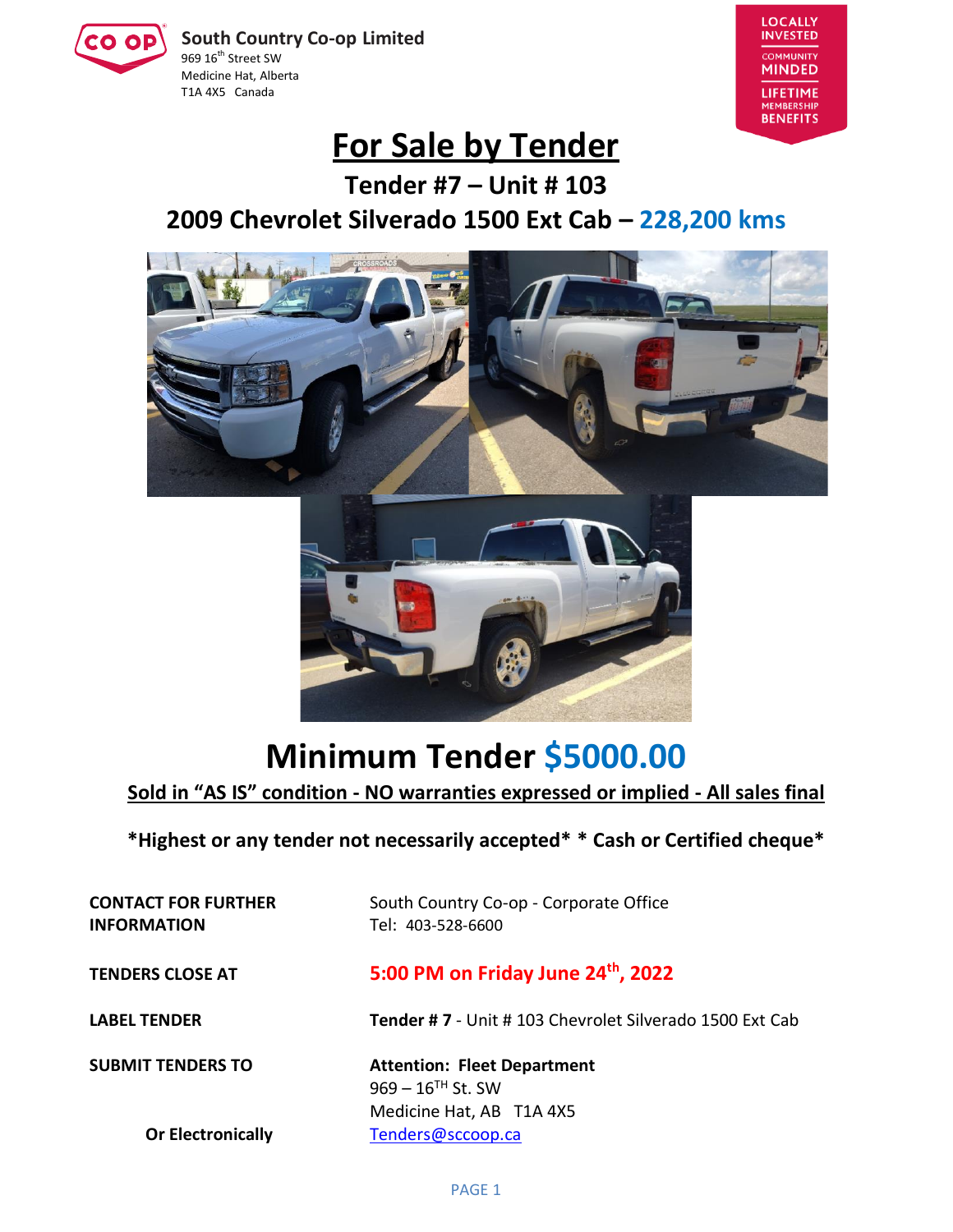**South Country Co-op Limited**
969 16th Street SW
Medicine Hat, Alberta
T1A 4X5 Canada

LOCALLY INVESTED
COMMUNITY MINDED
LIFETIME MEMBERSHIP BENEFITS

# For Sale by Tender

## Tender #7 – Unit # 103

## 2009 Chevrolet Silverado 1500 Ext Cab – 228,200 kms

# Minimum Tender $5000.00

**Sold in "AS IS" condition - NO warranties expressed or implied - All sales final**

***Highest or any tender not necessarily accepted* * Cash or Certified cheque***

| | |
|---|---|
| **CONTACT FOR FURTHER INFORMATION** | South Country Co-op - Corporate Office<br>Tel: 403-528-6600 |
| **TENDERS CLOSE AT** | **5:00 PM on Friday June 24th, 2022** |
| **LABEL TENDER** | **Tender # 7** - Unit # 103 Chevrolet Silverado 1500 Ext Cab |
| **SUBMIT TENDERS TO** | **Attention: Fleet Department**<br>969 – 16TH St. SW<br>Medicine Hat, AB T1A 4X5 |
| **Or Electronically** | Tenders@sccoop.ca |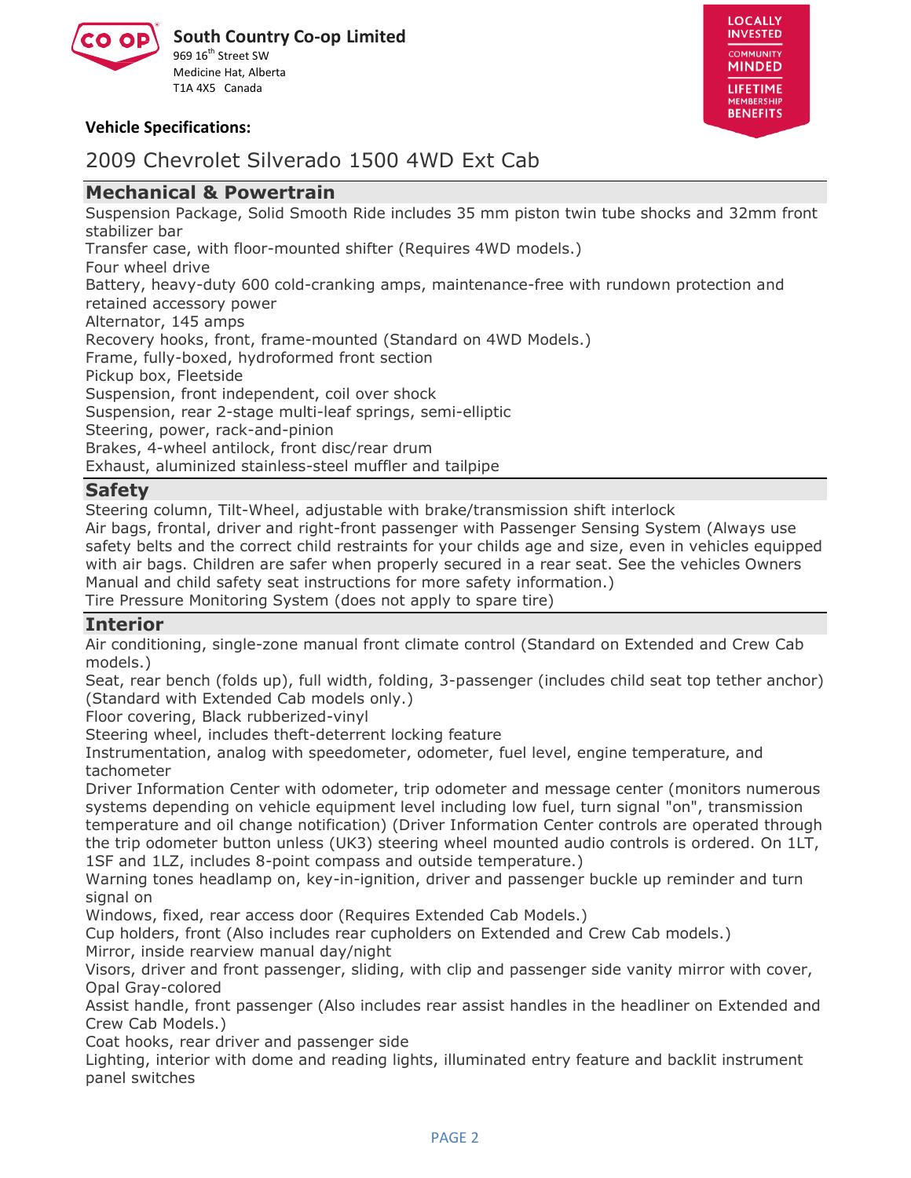**South Country Co-op Limited**
969 16th Street SW
Medicine Hat, Alberta
T1A 4X5 Canada

LOCALLY INVESTED
COMMUNITY MINDED
LIFETIME MEMBERSHIP BENEFITS

**Vehicle Specifications:**

# 2009 Chevrolet Silverado 1500 4WD Ext Cab

## Mechanical & Powertrain

Suspension Package, Solid Smooth Ride includes 35 mm piston twin tube shocks and 32mm front stabilizer bar
Transfer case, with floor-mounted shifter (Requires 4WD models.)
Four wheel drive
Battery, heavy-duty 600 cold-cranking amps, maintenance-free with rundown protection and retained accessory power
Alternator, 145 amps
Recovery hooks, front, frame-mounted (Standard on 4WD Models.)
Frame, fully-boxed, hydroformed front section
Pickup box, Fleetside
Suspension, front independent, coil over shock
Suspension, rear 2-stage multi-leaf springs, semi-elliptic
Steering, power, rack-and-pinion
Brakes, 4-wheel antilock, front disc/rear drum
Exhaust, aluminized stainless-steel muffler and tailpipe

## Safety

Steering column, Tilt-Wheel, adjustable with brake/transmission shift interlock
Air bags, frontal, driver and right-front passenger with Passenger Sensing System (Always use safety belts and the correct child restraints for your childs age and size, even in vehicles equipped with air bags. Children are safer when properly secured in a rear seat. See the vehicles Owners Manual and child safety seat instructions for more safety information.)
Tire Pressure Monitoring System (does not apply to spare tire)

## Interior

Air conditioning, single-zone manual front climate control (Standard on Extended and Crew Cab models.)
Seat, rear bench (folds up), full width, folding, 3-passenger (includes child seat top tether anchor) (Standard with Extended Cab models only.)
Floor covering, Black rubberized-vinyl
Steering wheel, includes theft-deterrent locking feature
Instrumentation, analog with speedometer, odometer, fuel level, engine temperature, and tachometer
Driver Information Center with odometer, trip odometer and message center (monitors numerous systems depending on vehicle equipment level including low fuel, turn signal "on", transmission temperature and oil change notification) (Driver Information Center controls are operated through the trip odometer button unless (UK3) steering wheel mounted audio controls is ordered. On 1LT, 1SF and 1LZ, includes 8-point compass and outside temperature.)
Warning tones headlamp on, key-in-ignition, driver and passenger buckle up reminder and turn signal on
Windows, fixed, rear access door (Requires Extended Cab Models.)
Cup holders, front (Also includes rear cupholders on Extended and Crew Cab models.)
Mirror, inside rearview manual day/night
Visors, driver and front passenger, sliding, with clip and passenger side vanity mirror with cover, Opal Gray-colored
Assist handle, front passenger (Also includes rear assist handles in the headliner on Extended and Crew Cab Models.)
Coat hooks, rear driver and passenger side
Lighting, interior with dome and reading lights, illuminated entry feature and backlit instrument panel switches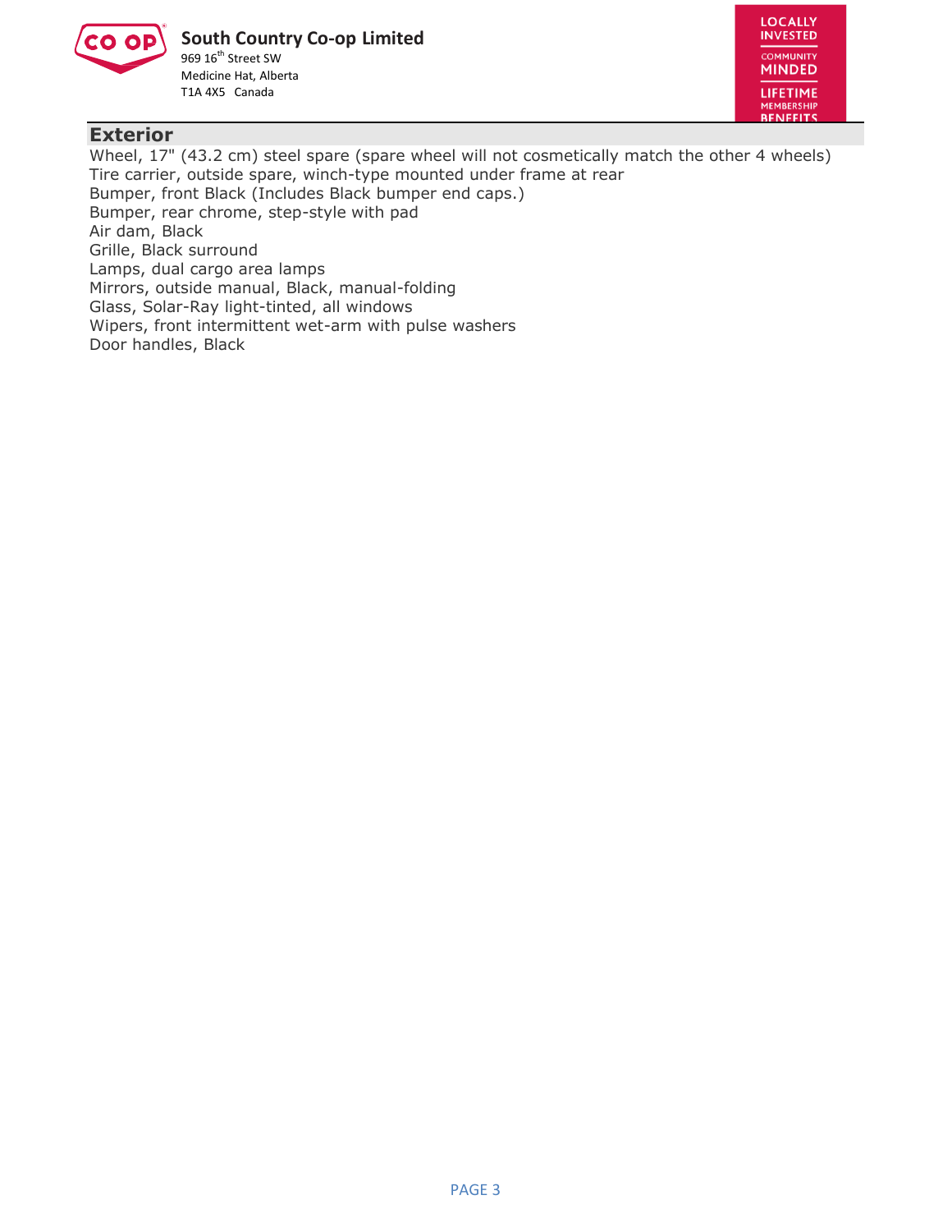## Exterior

Wheel, 17" (43.2 cm) steel spare (spare wheel will not cosmetically match the other 4 wheels)
Tire carrier, outside spare, winch-type mounted under frame at rear
Bumper, front Black (Includes Black bumper end caps.)
Bumper, rear chrome, step-style with pad
Air dam, Black
Grille, Black surround
Lamps, dual cargo area lamps
Mirrors, outside manual, Black, manual-folding
Glass, Solar-Ray light-tinted, all windows
Wipers, front intermittent wet-arm with pulse washers
Door handles, Black